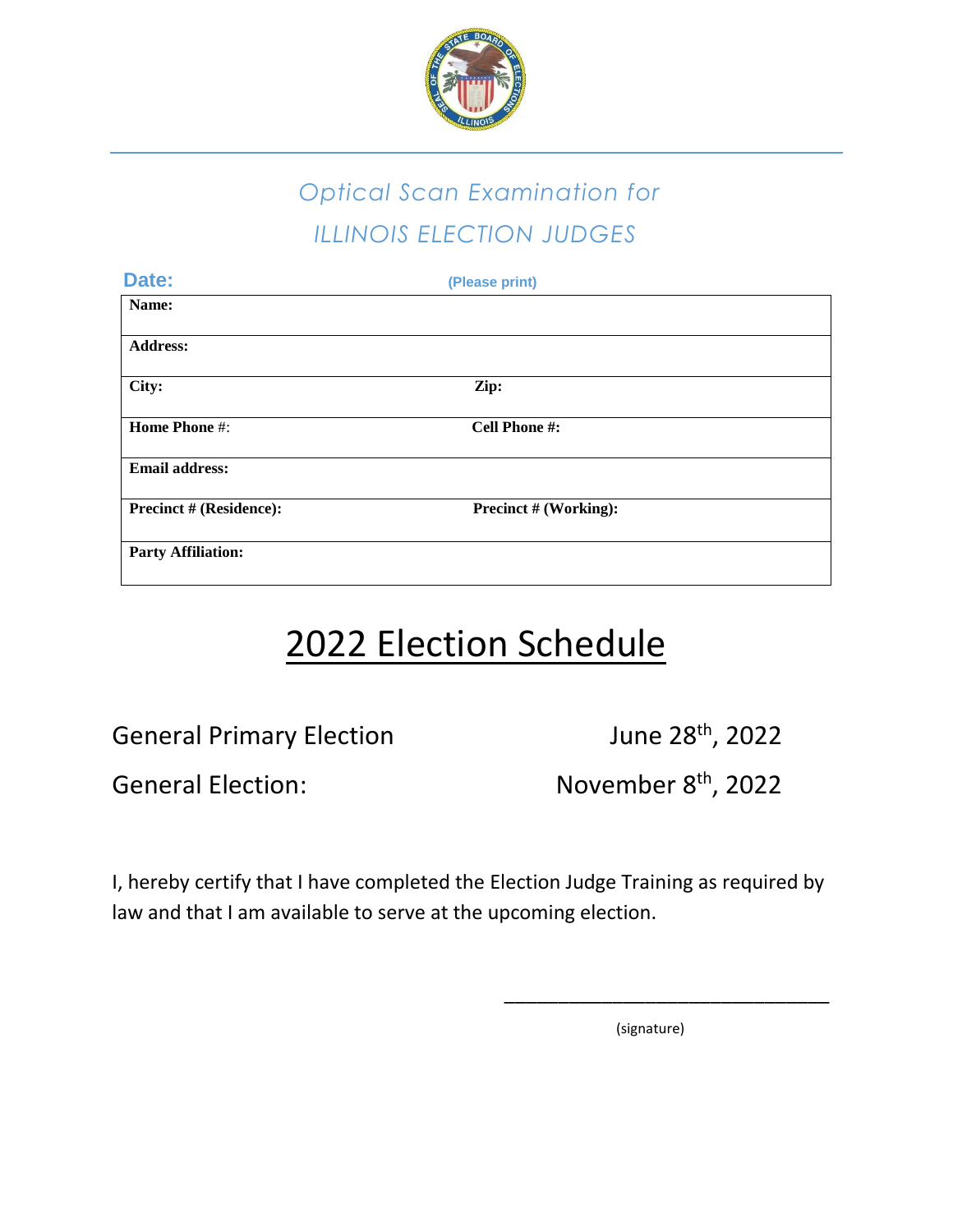# Optical Scan Examination for
# ILLINOIS ELECTION JUDGES

**Date:** **(Please print)**

| **Name:** | |
|---|---|
| **Address:** | |
| **City:** | **Zip:** |
| **Home Phone** #: | **Cell Phone #:** |
| **Email address:** | |
| **Precinct # (Residence):** | **Precinct # (Working):** |
| **Party Affiliation:** | |

## 2022 Election Schedule

General Primary Election June 28th, 2022

General Election: November 8th, 2022

I, hereby certify that I have completed the Election Judge Training as required by law and that I am available to serve at the upcoming election.

\_\_\_\_\_\_\_\_\_\_\_\_\_\_\_\_\_\_\_\_\_\_\_\_\_\_\_\_\_\_\_\_

(signature)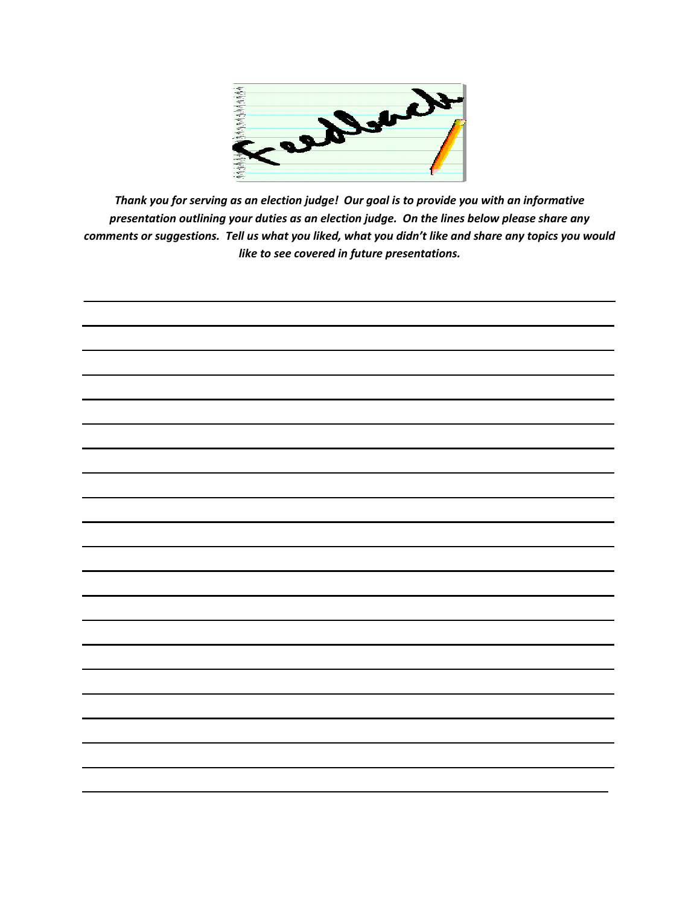# Feedback

*Thank you for serving as an election judge! Our goal is to provide you with an informative presentation outlining your duties as an election judge. On the lines below please share any comments or suggestions. Tell us what you liked, what you didn't like and share any topics you would like to see covered in future presentations.*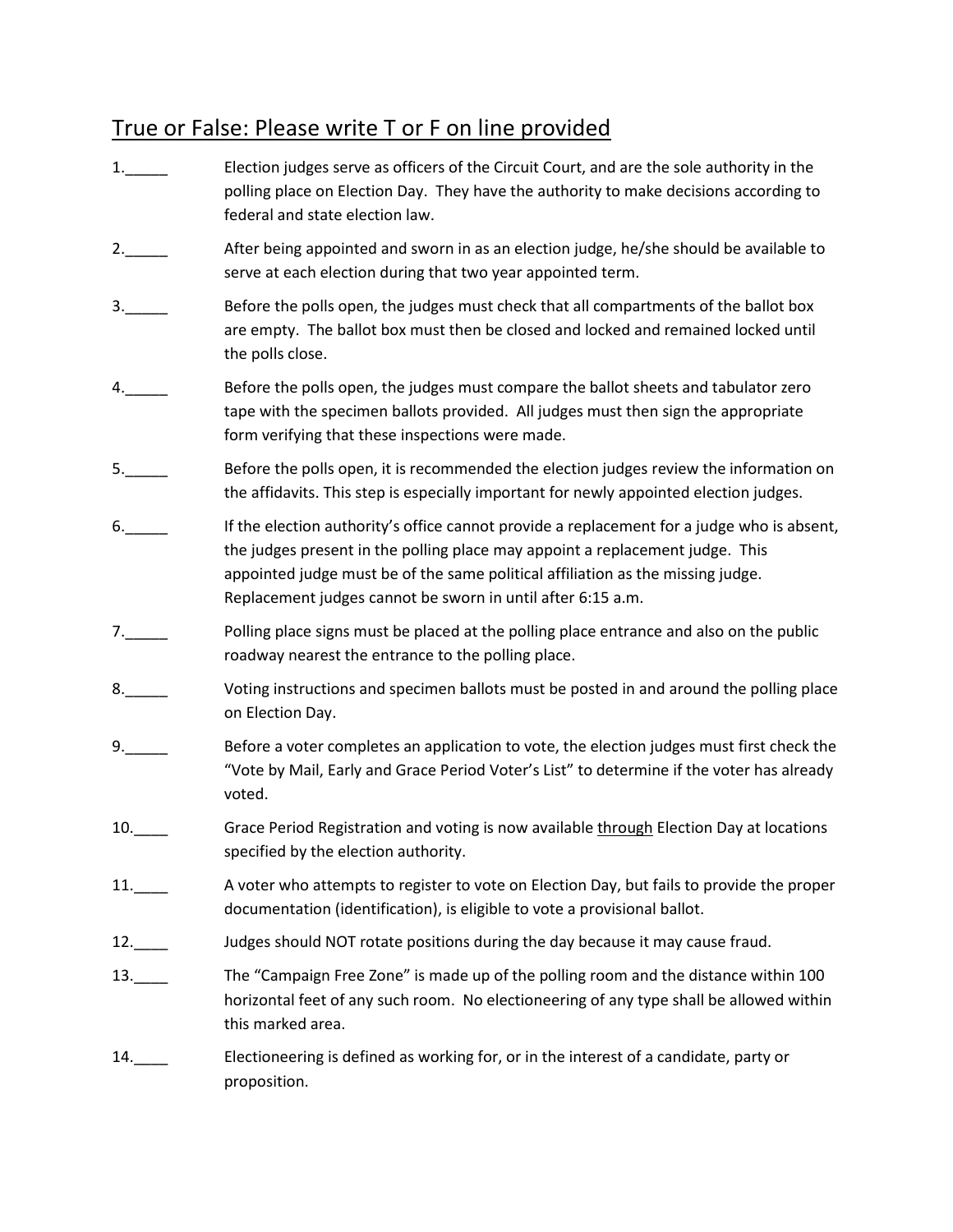## True or False: Please write T or F on line provided

1.\_\_\_\_\_ Election judges serve as officers of the Circuit Court, and are the sole authority in the polling place on Election Day. They have the authority to make decisions according to federal and state election law.

2.\_\_\_\_\_ After being appointed and sworn in as an election judge, he/she should be available to serve at each election during that two year appointed term.

3.\_\_\_\_\_ Before the polls open, the judges must check that all compartments of the ballot box are empty. The ballot box must then be closed and locked and remained locked until the polls close.

4.\_\_\_\_\_ Before the polls open, the judges must compare the ballot sheets and tabulator zero tape with the specimen ballots provided. All judges must then sign the appropriate form verifying that these inspections were made.

5.\_\_\_\_\_ Before the polls open, it is recommended the election judges review the information on the affidavits. This step is especially important for newly appointed election judges.

6.\_\_\_\_\_ If the election authority's office cannot provide a replacement for a judge who is absent, the judges present in the polling place may appoint a replacement judge. This appointed judge must be of the same political affiliation as the missing judge. Replacement judges cannot be sworn in until after 6:15 a.m.

7.\_\_\_\_\_ Polling place signs must be placed at the polling place entrance and also on the public roadway nearest the entrance to the polling place.

8.\_\_\_\_\_ Voting instructions and specimen ballots must be posted in and around the polling place on Election Day.

9.\_\_\_\_\_ Before a voter completes an application to vote, the election judges must first check the "Vote by Mail, Early and Grace Period Voter's List" to determine if the voter has already voted.

10.\_\_\_\_ Grace Period Registration and voting is now available <u>through</u> Election Day at locations specified by the election authority.

11.\_\_\_\_ A voter who attempts to register to vote on Election Day, but fails to provide the proper documentation (identification), is eligible to vote a provisional ballot.

12.\_\_\_\_ Judges should NOT rotate positions during the day because it may cause fraud.

13.\_\_\_\_ The "Campaign Free Zone" is made up of the polling room and the distance within 100 horizontal feet of any such room. No electioneering of any type shall be allowed within this marked area.

14.\_\_\_\_ Electioneering is defined as working for, or in the interest of a candidate, party or proposition.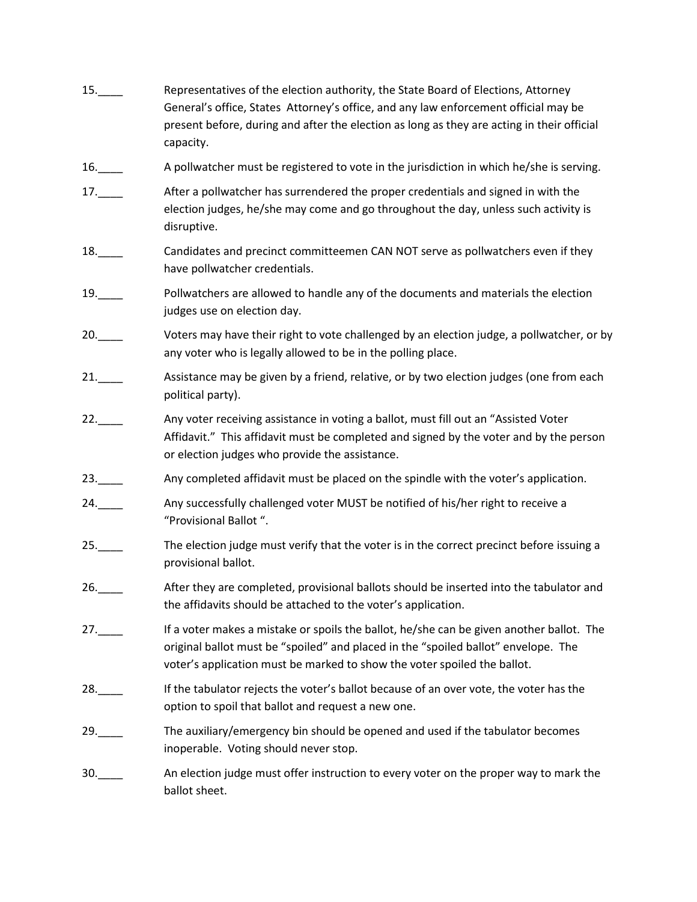15.____ Representatives of the election authority, the State Board of Elections, Attorney General's office, States Attorney's office, and any law enforcement official may be present before, during and after the election as long as they are acting in their official capacity.

16.____ A pollwatcher must be registered to vote in the jurisdiction in which he/she is serving.

17.____ After a pollwatcher has surrendered the proper credentials and signed in with the election judges, he/she may come and go throughout the day, unless such activity is disruptive.

18.____ Candidates and precinct committeemen CAN NOT serve as pollwatchers even if they have pollwatcher credentials.

19.____ Pollwatchers are allowed to handle any of the documents and materials the election judges use on election day.

20.____ Voters may have their right to vote challenged by an election judge, a pollwatcher, or by any voter who is legally allowed to be in the polling place.

21.____ Assistance may be given by a friend, relative, or by two election judges (one from each political party).

22.____ Any voter receiving assistance in voting a ballot, must fill out an "Assisted Voter Affidavit." This affidavit must be completed and signed by the voter and by the person or election judges who provide the assistance.

23.____ Any completed affidavit must be placed on the spindle with the voter's application.

24.____ Any successfully challenged voter MUST be notified of his/her right to receive a "Provisional Ballot ".

25.____ The election judge must verify that the voter is in the correct precinct before issuing a provisional ballot.

26.____ After they are completed, provisional ballots should be inserted into the tabulator and the affidavits should be attached to the voter's application.

27.____ If a voter makes a mistake or spoils the ballot, he/she can be given another ballot. The original ballot must be "spoiled" and placed in the "spoiled ballot" envelope. The voter's application must be marked to show the voter spoiled the ballot.

28.____ If the tabulator rejects the voter's ballot because of an over vote, the voter has the option to spoil that ballot and request a new one.

29.____ The auxiliary/emergency bin should be opened and used if the tabulator becomes inoperable. Voting should never stop.

30.____ An election judge must offer instruction to every voter on the proper way to mark the ballot sheet.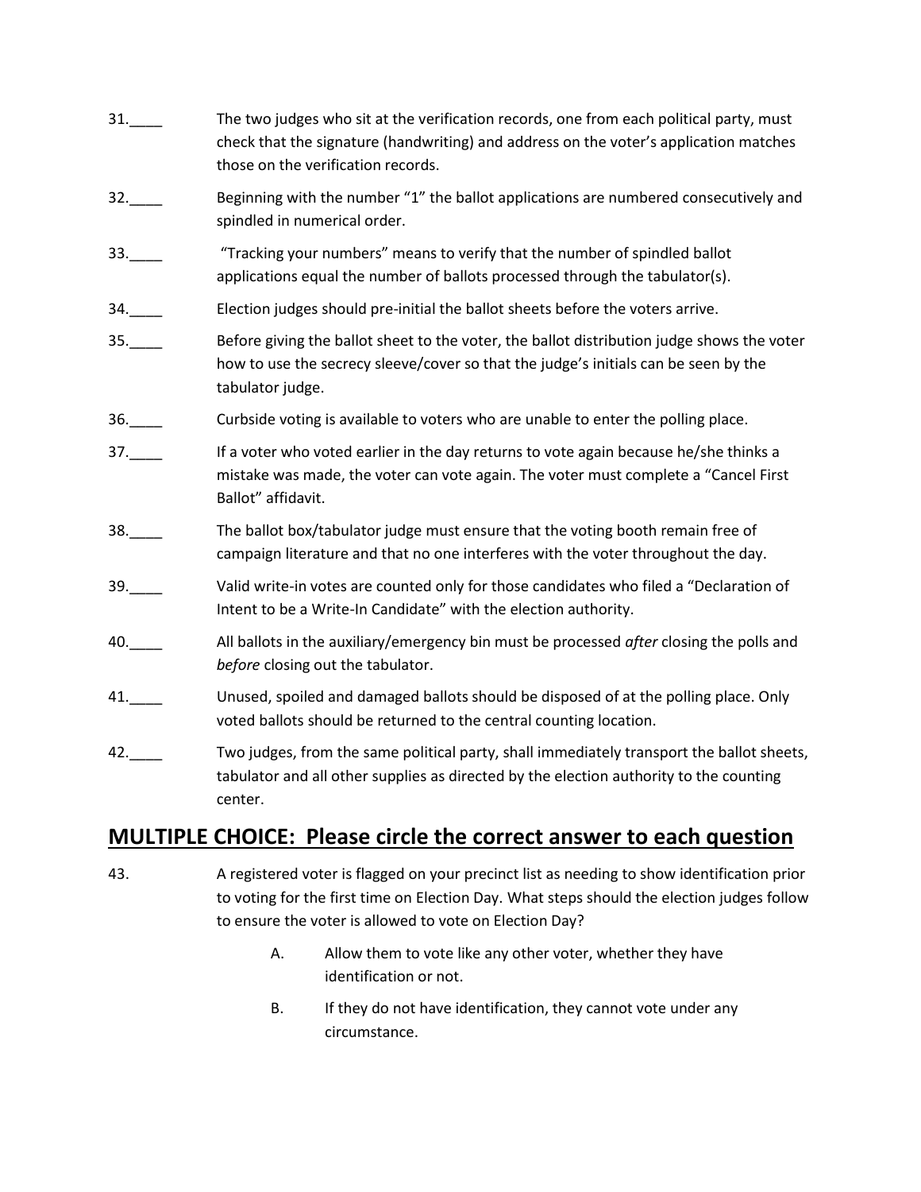31.____ The two judges who sit at the verification records, one from each political party, must check that the signature (handwriting) and address on the voter's application matches those on the verification records.

32.____ Beginning with the number "1" the ballot applications are numbered consecutively and spindled in numerical order.

33.____ "Tracking your numbers" means to verify that the number of spindled ballot applications equal the number of ballots processed through the tabulator(s).

34.____ Election judges should pre-initial the ballot sheets before the voters arrive.

35.____ Before giving the ballot sheet to the voter, the ballot distribution judge shows the voter how to use the secrecy sleeve/cover so that the judge's initials can be seen by the tabulator judge.

36.____ Curbside voting is available to voters who are unable to enter the polling place.

37.____ If a voter who voted earlier in the day returns to vote again because he/she thinks a mistake was made, the voter can vote again. The voter must complete a "Cancel First Ballot" affidavit.

38.____ The ballot box/tabulator judge must ensure that the voting booth remain free of campaign literature and that no one interferes with the voter throughout the day.

39.____ Valid write-in votes are counted only for those candidates who filed a "Declaration of Intent to be a Write-In Candidate" with the election authority.

40.____ All ballots in the auxiliary/emergency bin must be processed *after* closing the polls and *before* closing out the tabulator.

41.____ Unused, spoiled and damaged ballots should be disposed of at the polling place. Only voted ballots should be returned to the central counting location.

42.____ Two judges, from the same political party, shall immediately transport the ballot sheets, tabulator and all other supplies as directed by the election authority to the counting center.

## MULTIPLE CHOICE: Please circle the correct answer to each question

43. A registered voter is flagged on your precinct list as needing to show identification prior to voting for the first time on Election Day. What steps should the election judges follow to ensure the voter is allowed to vote on Election Day?

   A. Allow them to vote like any other voter, whether they have identification or not.

   B. If they do not have identification, they cannot vote under any circumstance.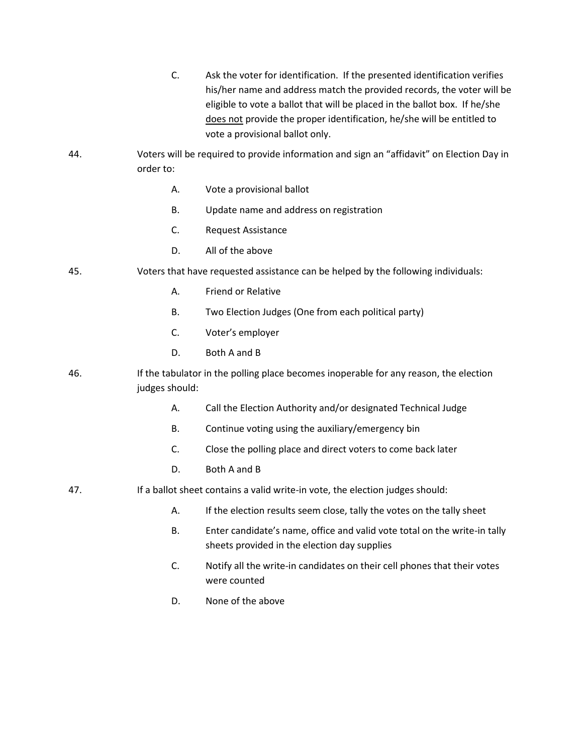C. Ask the voter for identification. If the presented identification verifies his/her name and address match the provided records, the voter will be eligible to vote a ballot that will be placed in the ballot box. If he/she <u>does not</u> provide the proper identification, he/she will be entitled to vote a provisional ballot only.

44. Voters will be required to provide information and sign an "affidavit" on Election Day in order to:

   A. Vote a provisional ballot

   B. Update name and address on registration

   C. Request Assistance

   D. All of the above

45. Voters that have requested assistance can be helped by the following individuals:

   A. Friend or Relative

   B. Two Election Judges (One from each political party)

   C. Voter's employer

   D. Both A and B

46. If the tabulator in the polling place becomes inoperable for any reason, the election judges should:

   A. Call the Election Authority and/or designated Technical Judge

   B. Continue voting using the auxiliary/emergency bin

   C. Close the polling place and direct voters to come back later

   D. Both A and B

47. If a ballot sheet contains a valid write-in vote, the election judges should:

   A. If the election results seem close, tally the votes on the tally sheet

   B. Enter candidate's name, office and valid vote total on the write-in tally sheets provided in the election day supplies

   C. Notify all the write-in candidates on their cell phones that their votes were counted

   D. None of the above